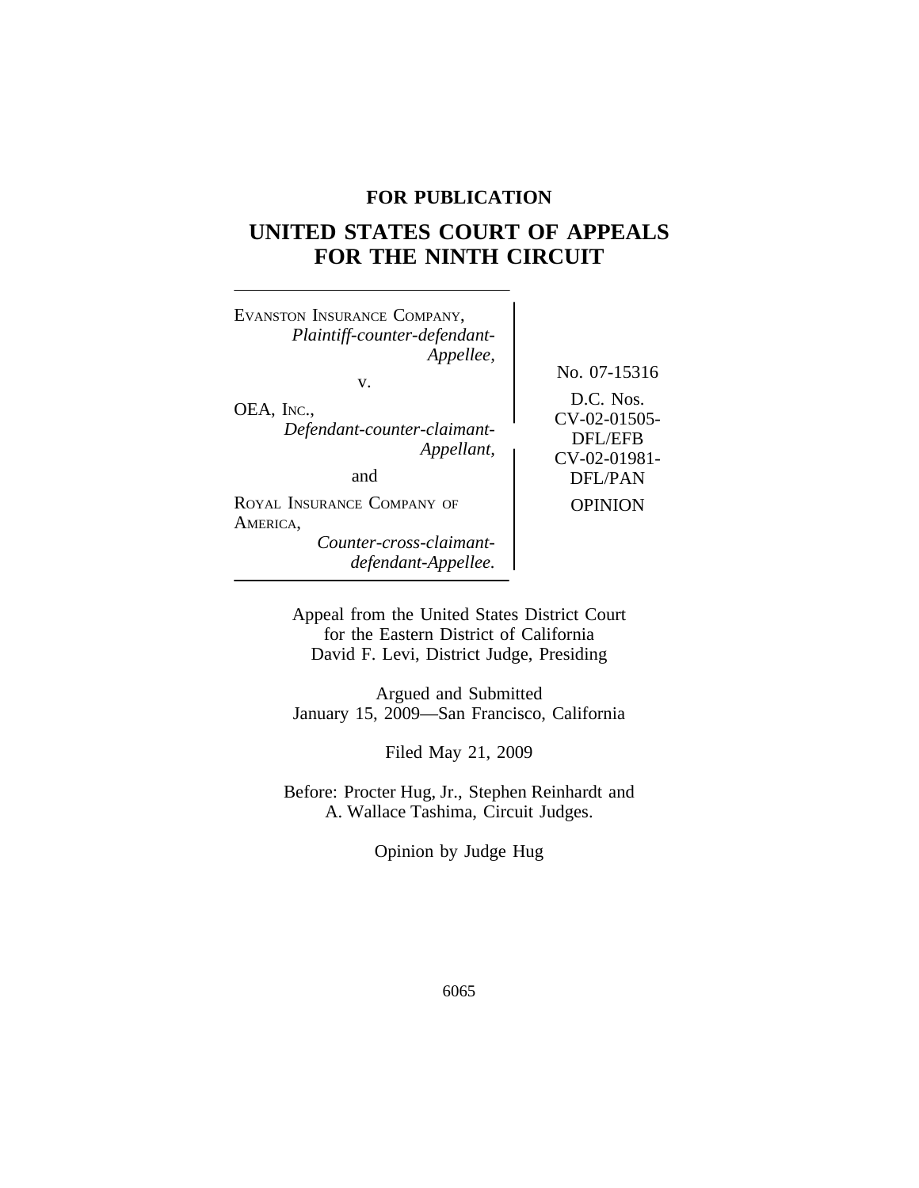**FOR PUBLICATION**

# UNITED STATES COURT OF APPEALS FOR THE NINTH CIRCUIT

| | |
|---|---|
| EVANSTON INSURANCE COMPANY, *Plaintiff-counter-defendant-Appellee,* v. OEA, INC., *Defendant-counter-claimant-Appellant,* and ROYAL INSURANCE COMPANY OF AMERICA, *Counter-cross-claimant-defendant-Appellee.* | No. 07-15316 D.C. Nos. CV-02-01505-DFL/EFB CV-02-01981-DFL/PAN OPINION |

Appeal from the United States District Court for the Eastern District of California
David F. Levi, District Judge, Presiding

Argued and Submitted
January 15, 2009—San Francisco, California

Filed May 21, 2009

Before: Procter Hug, Jr., Stephen Reinhardt and A. Wallace Tashima, Circuit Judges.

Opinion by Judge Hug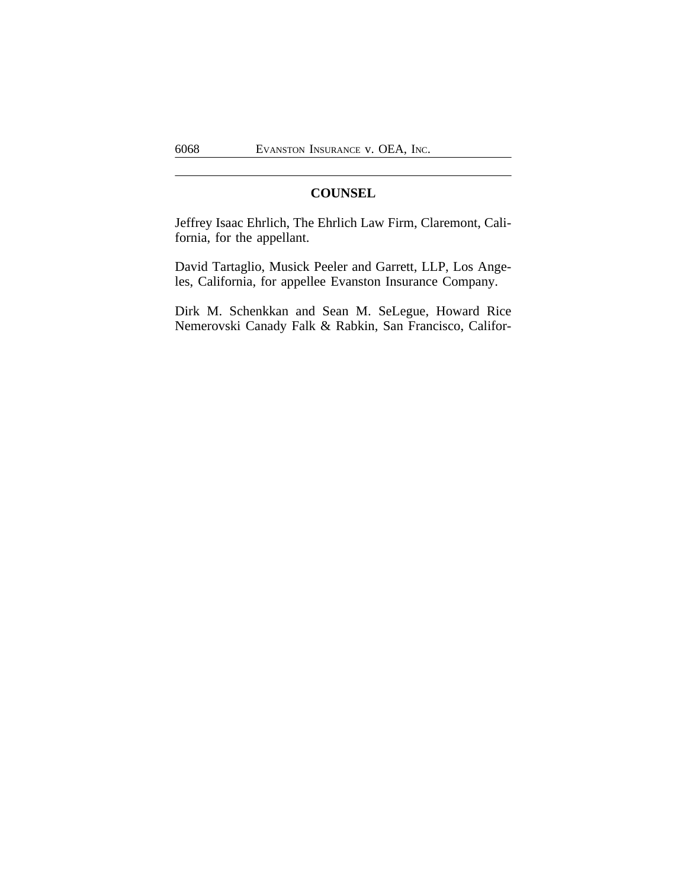## COUNSEL

Jeffrey Isaac Ehrlich, The Ehrlich Law Firm, Claremont, California, for the appellant.

David Tartaglio, Musick Peeler and Garrett, LLP, Los Angeles, California, for appellee Evanston Insurance Company.

Dirk M. Schenkkan and Sean M. SeLegue, Howard Rice Nemerovski Canady Falk & Rabkin, San Francisco, Califor-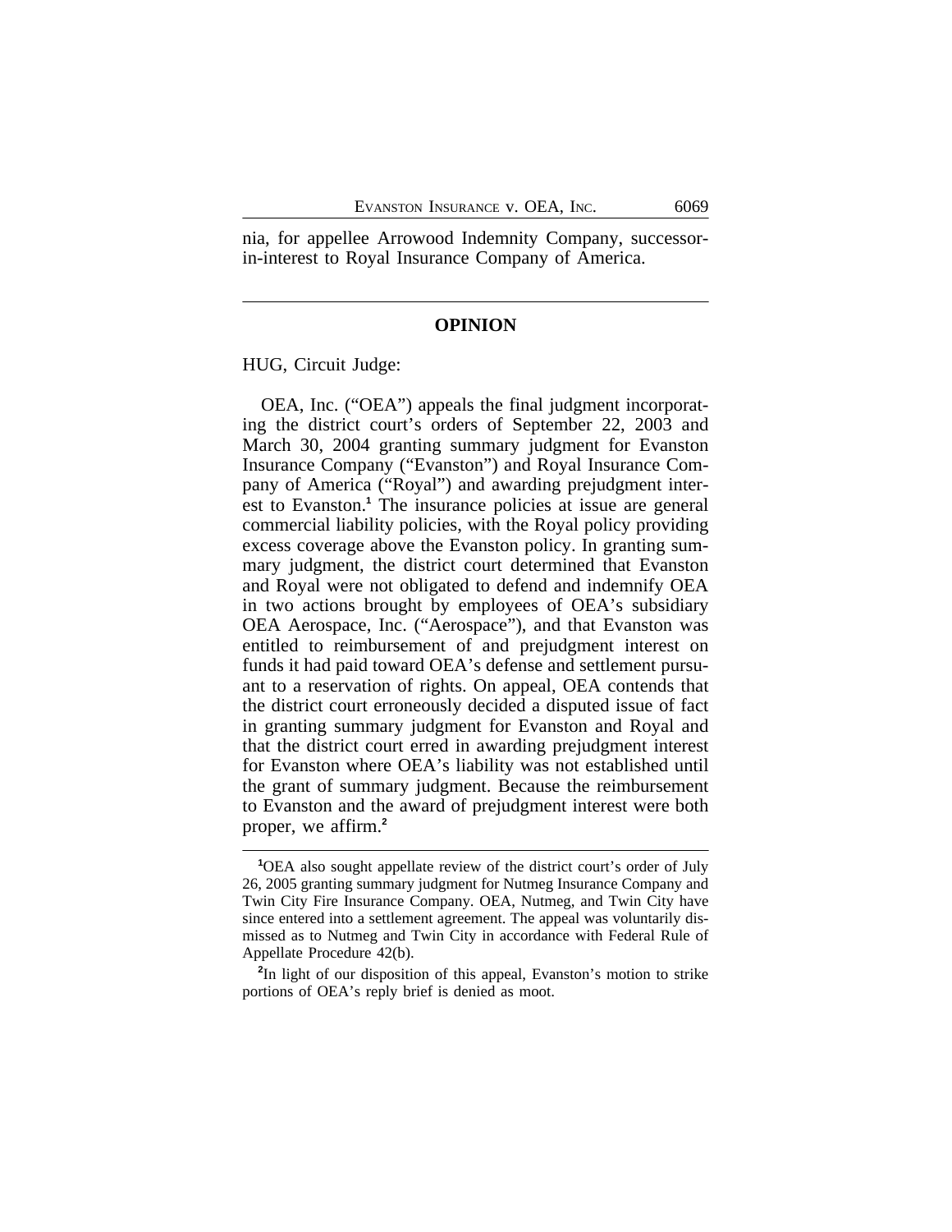nia, for appellee Arrowood Indemnity Company, successor-in-interest to Royal Insurance Company of America.

---

## OPINION

HUG, Circuit Judge:

OEA, Inc. ("OEA") appeals the final judgment incorporating the district court's orders of September 22, 2003 and March 30, 2004 granting summary judgment for Evanston Insurance Company ("Evanston") and Royal Insurance Company of America ("Royal") and awarding prejudgment interest to Evanston.[1] The insurance policies at issue are general commercial liability policies, with the Royal policy providing excess coverage above the Evanston policy. In granting summary judgment, the district court determined that Evanston and Royal were not obligated to defend and indemnify OEA in two actions brought by employees of OEA's subsidiary OEA Aerospace, Inc. ("Aerospace"), and that Evanston was entitled to reimbursement of and prejudgment interest on funds it had paid toward OEA's defense and settlement pursuant to a reservation of rights. On appeal, OEA contends that the district court erroneously decided a disputed issue of fact in granting summary judgment for Evanston and Royal and that the district court erred in awarding prejudgment interest for Evanston where OEA's liability was not established until the grant of summary judgment. Because the reimbursement to Evanston and the award of prejudgment interest were both proper, we affirm.[2]

---

[1]OEA also sought appellate review of the district court's order of July 26, 2005 granting summary judgment for Nutmeg Insurance Company and Twin City Fire Insurance Company. OEA, Nutmeg, and Twin City have since entered into a settlement agreement. The appeal was voluntarily dismissed as to Nutmeg and Twin City in accordance with Federal Rule of Appellate Procedure 42(b).

[2]In light of our disposition of this appeal, Evanston's motion to strike portions of OEA's reply brief is denied as moot.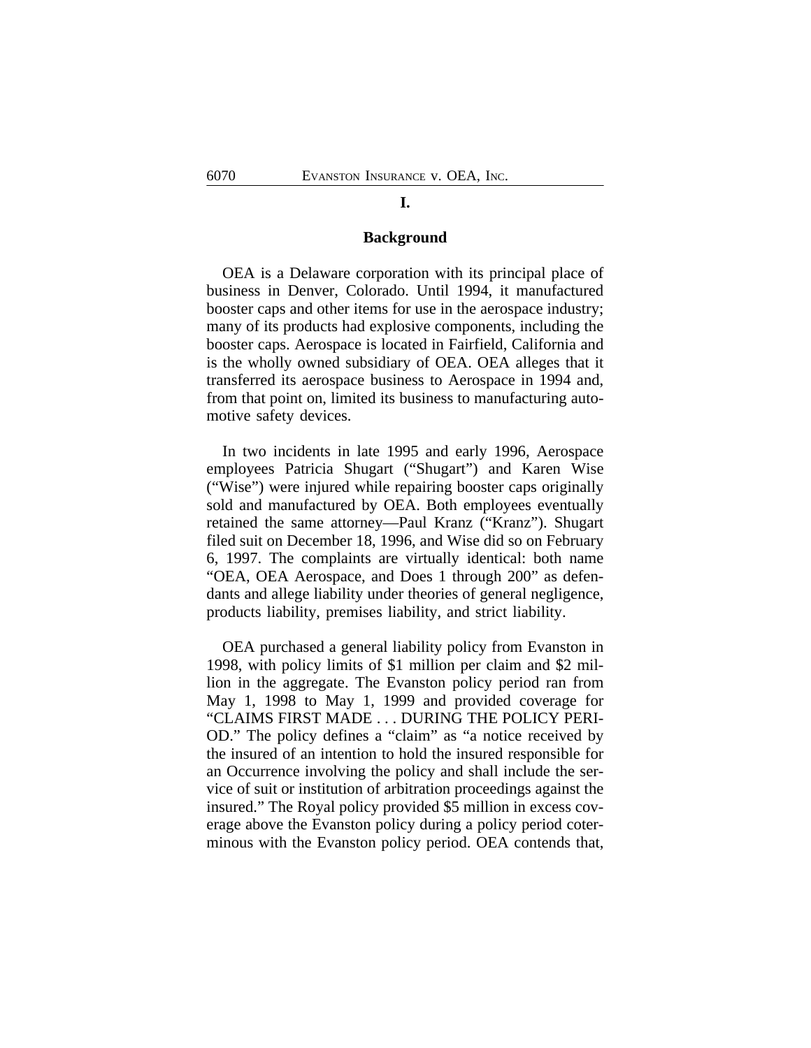# I.

## Background

OEA is a Delaware corporation with its principal place of business in Denver, Colorado. Until 1994, it manufactured booster caps and other items for use in the aerospace industry; many of its products had explosive components, including the booster caps. Aerospace is located in Fairfield, California and is the wholly owned subsidiary of OEA. OEA alleges that it transferred its aerospace business to Aerospace in 1994 and, from that point on, limited its business to manufacturing automotive safety devices.

In two incidents in late 1995 and early 1996, Aerospace employees Patricia Shugart ("Shugart") and Karen Wise ("Wise") were injured while repairing booster caps originally sold and manufactured by OEA. Both employees eventually retained the same attorney—Paul Kranz ("Kranz"). Shugart filed suit on December 18, 1996, and Wise did so on February 6, 1997. The complaints are virtually identical: both name "OEA, OEA Aerospace, and Does 1 through 200" as defendants and allege liability under theories of general negligence, products liability, premises liability, and strict liability.

OEA purchased a general liability policy from Evanston in 1998, with policy limits of $1 million per claim and $2 million in the aggregate. The Evanston policy period ran from May 1, 1998 to May 1, 1999 and provided coverage for "CLAIMS FIRST MADE . . . DURING THE POLICY PERIOD." The policy defines a "claim" as "a notice received by the insured of an intention to hold the insured responsible for an Occurrence involving the policy and shall include the service of suit or institution of arbitration proceedings against the insured." The Royal policy provided $5 million in excess coverage above the Evanston policy during a policy period coterminous with the Evanston policy period. OEA contends that,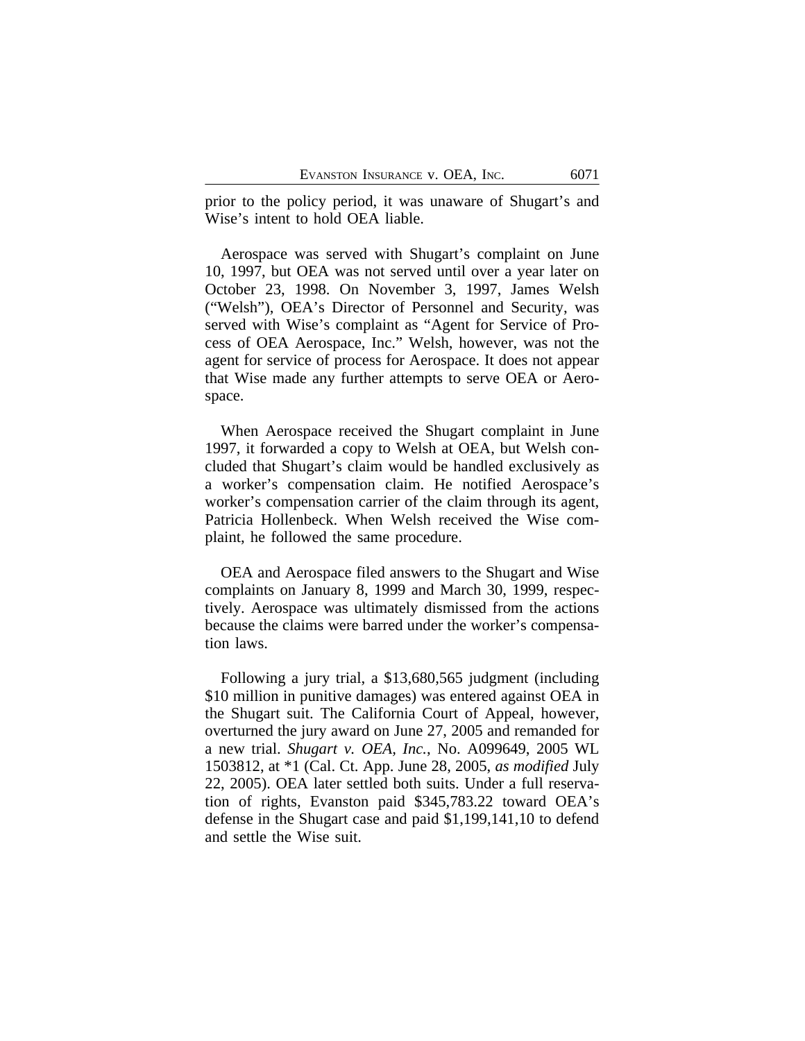prior to the policy period, it was unaware of Shugart's and Wise's intent to hold OEA liable.

Aerospace was served with Shugart's complaint on June 10, 1997, but OEA was not served until over a year later on October 23, 1998. On November 3, 1997, James Welsh ("Welsh"), OEA's Director of Personnel and Security, was served with Wise's complaint as "Agent for Service of Process of OEA Aerospace, Inc." Welsh, however, was not the agent for service of process for Aerospace. It does not appear that Wise made any further attempts to serve OEA or Aerospace.

When Aerospace received the Shugart complaint in June 1997, it forwarded a copy to Welsh at OEA, but Welsh concluded that Shugart's claim would be handled exclusively as a worker's compensation claim. He notified Aerospace's worker's compensation carrier of the claim through its agent, Patricia Hollenbeck. When Welsh received the Wise complaint, he followed the same procedure.

OEA and Aerospace filed answers to the Shugart and Wise complaints on January 8, 1999 and March 30, 1999, respectively. Aerospace was ultimately dismissed from the actions because the claims were barred under the worker's compensation laws.

Following a jury trial, a $13,680,565 judgment (including $10 million in punitive damages) was entered against OEA in the Shugart suit. The California Court of Appeal, however, overturned the jury award on June 27, 2005 and remanded for a new trial. *Shugart v. OEA, Inc.*, No. A099649, 2005 WL 1503812, at *1 (Cal. Ct. App. June 28, 2005, *as modified* July 22, 2005). OEA later settled both suits. Under a full reservation of rights, Evanston paid $345,783.22 toward OEA's defense in the Shugart case and paid $1,199,141,10 to defend and settle the Wise suit.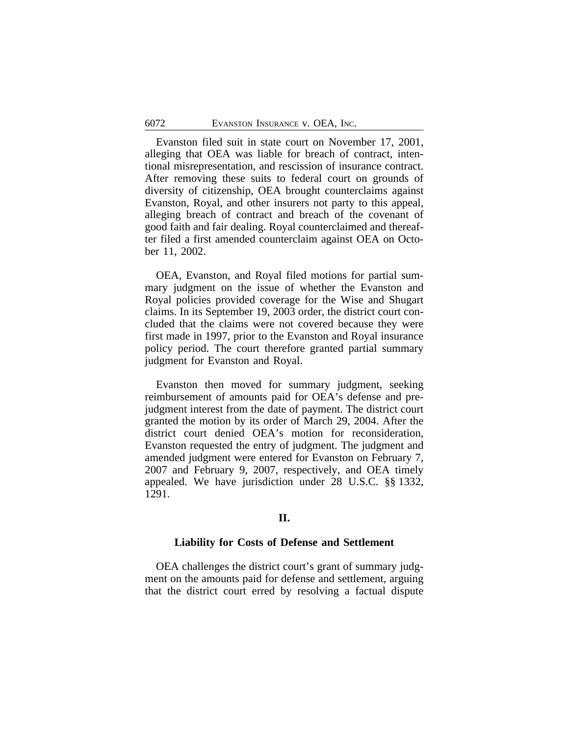Evanston filed suit in state court on November 17, 2001, alleging that OEA was liable for breach of contract, intentional misrepresentation, and rescission of insurance contract. After removing these suits to federal court on grounds of diversity of citizenship, OEA brought counterclaims against Evanston, Royal, and other insurers not party to this appeal, alleging breach of contract and breach of the covenant of good faith and fair dealing. Royal counterclaimed and thereafter filed a first amended counterclaim against OEA on October 11, 2002.

OEA, Evanston, and Royal filed motions for partial summary judgment on the issue of whether the Evanston and Royal policies provided coverage for the Wise and Shugart claims. In its September 19, 2003 order, the district court concluded that the claims were not covered because they were first made in 1997, prior to the Evanston and Royal insurance policy period. The court therefore granted partial summary judgment for Evanston and Royal.

Evanston then moved for summary judgment, seeking reimbursement of amounts paid for OEA's defense and prejudgment interest from the date of payment. The district court granted the motion by its order of March 29, 2004. After the district court denied OEA's motion for reconsideration, Evanston requested the entry of judgment. The judgment and amended judgment were entered for Evanston on February 7, 2007 and February 9, 2007, respectively, and OEA timely appealed. We have jurisdiction under 28 U.S.C. §§ 1332, 1291.

## II.

### Liability for Costs of Defense and Settlement

OEA challenges the district court's grant of summary judgment on the amounts paid for defense and settlement, arguing that the district court erred by resolving a factual dispute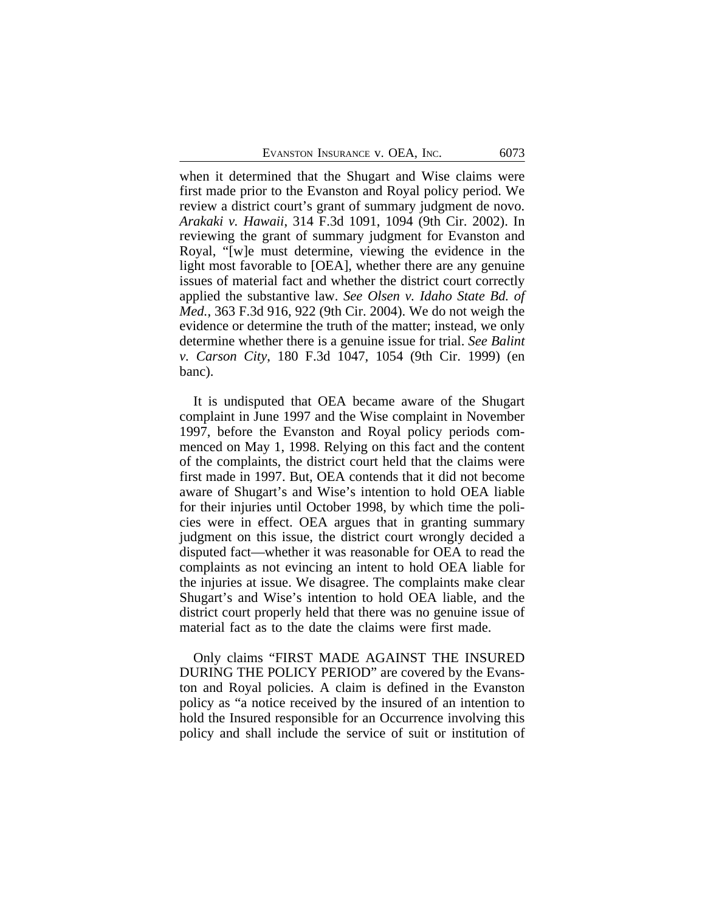when it determined that the Shugart and Wise claims were first made prior to the Evanston and Royal policy period. We review a district court's grant of summary judgment de novo. *Arakaki v. Hawaii*, 314 F.3d 1091, 1094 (9th Cir. 2002). In reviewing the grant of summary judgment for Evanston and Royal, "[w]e must determine, viewing the evidence in the light most favorable to [OEA], whether there are any genuine issues of material fact and whether the district court correctly applied the substantive law. *See Olsen v. Idaho State Bd. of Med.*, 363 F.3d 916, 922 (9th Cir. 2004). We do not weigh the evidence or determine the truth of the matter; instead, we only determine whether there is a genuine issue for trial. *See Balint v. Carson City*, 180 F.3d 1047, 1054 (9th Cir. 1999) (en banc).

It is undisputed that OEA became aware of the Shugart complaint in June 1997 and the Wise complaint in November 1997, before the Evanston and Royal policy periods commenced on May 1, 1998. Relying on this fact and the content of the complaints, the district court held that the claims were first made in 1997. But, OEA contends that it did not become aware of Shugart's and Wise's intention to hold OEA liable for their injuries until October 1998, by which time the policies were in effect. OEA argues that in granting summary judgment on this issue, the district court wrongly decided a disputed fact—whether it was reasonable for OEA to read the complaints as not evincing an intent to hold OEA liable for the injuries at issue. We disagree. The complaints make clear Shugart's and Wise's intention to hold OEA liable, and the district court properly held that there was no genuine issue of material fact as to the date the claims were first made.

Only claims "FIRST MADE AGAINST THE INSURED DURING THE POLICY PERIOD" are covered by the Evanston and Royal policies. A claim is defined in the Evanston policy as "a notice received by the insured of an intention to hold the Insured responsible for an Occurrence involving this policy and shall include the service of suit or institution of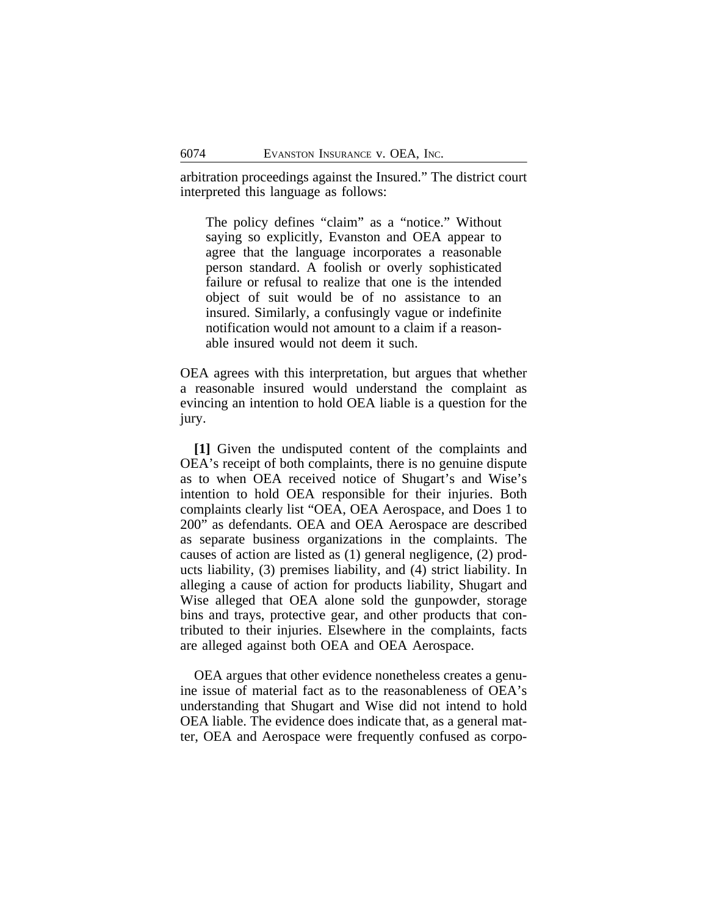arbitration proceedings against the Insured." The district court interpreted this language as follows:

> The policy defines "claim" as a "notice." Without saying so explicitly, Evanston and OEA appear to agree that the language incorporates a reasonable person standard. A foolish or overly sophisticated failure or refusal to realize that one is the intended object of suit would be of no assistance to an insured. Similarly, a confusingly vague or indefinite notification would not amount to a claim if a reasonable insured would not deem it such.

OEA agrees with this interpretation, but argues that whether a reasonable insured would understand the complaint as evincing an intention to hold OEA liable is a question for the jury.

**[1]** Given the undisputed content of the complaints and OEA's receipt of both complaints, there is no genuine dispute as to when OEA received notice of Shugart's and Wise's intention to hold OEA responsible for their injuries. Both complaints clearly list "OEA, OEA Aerospace, and Does 1 to 200" as defendants. OEA and OEA Aerospace are described as separate business organizations in the complaints. The causes of action are listed as (1) general negligence, (2) products liability, (3) premises liability, and (4) strict liability. In alleging a cause of action for products liability, Shugart and Wise alleged that OEA alone sold the gunpowder, storage bins and trays, protective gear, and other products that contributed to their injuries. Elsewhere in the complaints, facts are alleged against both OEA and OEA Aerospace.

OEA argues that other evidence nonetheless creates a genuine issue of material fact as to the reasonableness of OEA's understanding that Shugart and Wise did not intend to hold OEA liable. The evidence does indicate that, as a general matter, OEA and Aerospace were frequently confused as corpo-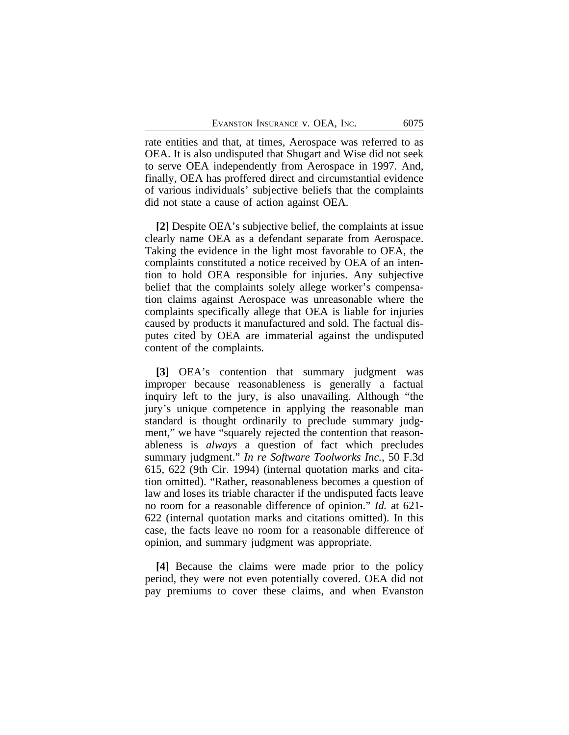rate entities and that, at times, Aerospace was referred to as OEA. It is also undisputed that Shugart and Wise did not seek to serve OEA independently from Aerospace in 1997. And, finally, OEA has proffered direct and circumstantial evidence of various individuals' subjective beliefs that the complaints did not state a cause of action against OEA.

**[2]** Despite OEA's subjective belief, the complaints at issue clearly name OEA as a defendant separate from Aerospace. Taking the evidence in the light most favorable to OEA, the complaints constituted a notice received by OEA of an intention to hold OEA responsible for injuries. Any subjective belief that the complaints solely allege worker's compensation claims against Aerospace was unreasonable where the complaints specifically allege that OEA is liable for injuries caused by products it manufactured and sold. The factual disputes cited by OEA are immaterial against the undisputed content of the complaints.

**[3]** OEA's contention that summary judgment was improper because reasonableness is generally a factual inquiry left to the jury, is also unavailing. Although "the jury's unique competence in applying the reasonable man standard is thought ordinarily to preclude summary judgment," we have "squarely rejected the contention that reasonableness is *always* a question of fact which precludes summary judgment." *In re Software Toolworks Inc.*, 50 F.3d 615, 622 (9th Cir. 1994) (internal quotation marks and citation omitted). "Rather, reasonableness becomes a question of law and loses its triable character if the undisputed facts leave no room for a reasonable difference of opinion." *Id.* at 621-622 (internal quotation marks and citations omitted). In this case, the facts leave no room for a reasonable difference of opinion, and summary judgment was appropriate.

**[4]** Because the claims were made prior to the policy period, they were not even potentially covered. OEA did not pay premiums to cover these claims, and when Evanston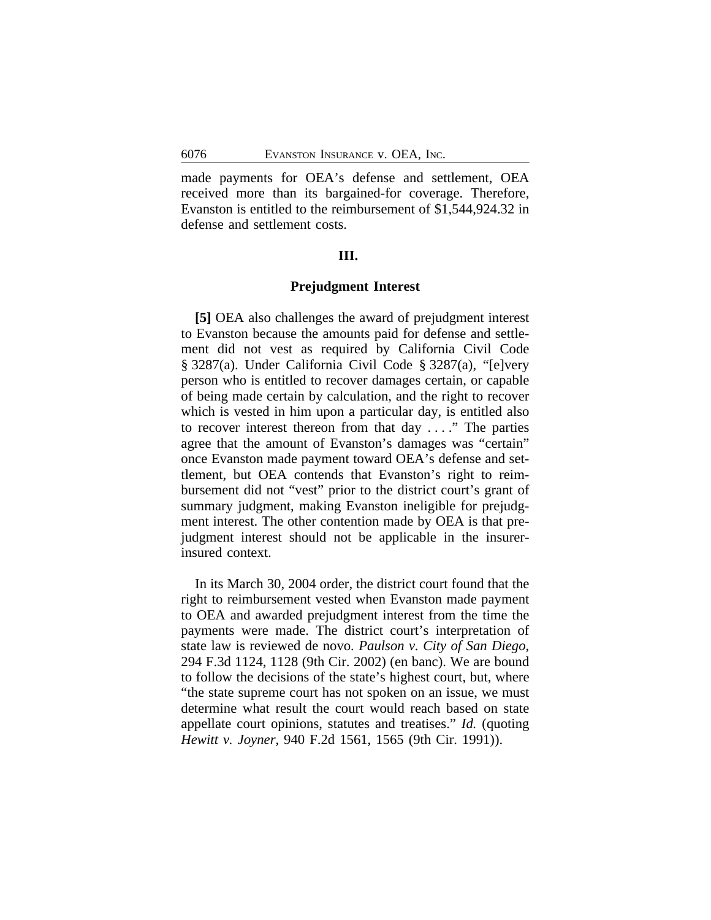made payments for OEA's defense and settlement, OEA received more than its bargained-for coverage. Therefore, Evanston is entitled to the reimbursement of $1,544,924.32 in defense and settlement costs.

## III.

## Prejudgment Interest

**[5]** OEA also challenges the award of prejudgment interest to Evanston because the amounts paid for defense and settlement did not vest as required by California Civil Code § 3287(a). Under California Civil Code § 3287(a), "[e]very person who is entitled to recover damages certain, or capable of being made certain by calculation, and the right to recover which is vested in him upon a particular day, is entitled also to recover interest thereon from that day . . . ." The parties agree that the amount of Evanston's damages was "certain" once Evanston made payment toward OEA's defense and settlement, but OEA contends that Evanston's right to reimbursement did not "vest" prior to the district court's grant of summary judgment, making Evanston ineligible for prejudgment interest. The other contention made by OEA is that prejudgment interest should not be applicable in the insurer-insured context.

In its March 30, 2004 order, the district court found that the right to reimbursement vested when Evanston made payment to OEA and awarded prejudgment interest from the time the payments were made. The district court's interpretation of state law is reviewed de novo. *Paulson v. City of San Diego*, 294 F.3d 1124, 1128 (9th Cir. 2002) (en banc). We are bound to follow the decisions of the state's highest court, but, where "the state supreme court has not spoken on an issue, we must determine what result the court would reach based on state appellate court opinions, statutes and treatises." *Id.* (quoting *Hewitt v. Joyner*, 940 F.2d 1561, 1565 (9th Cir. 1991)).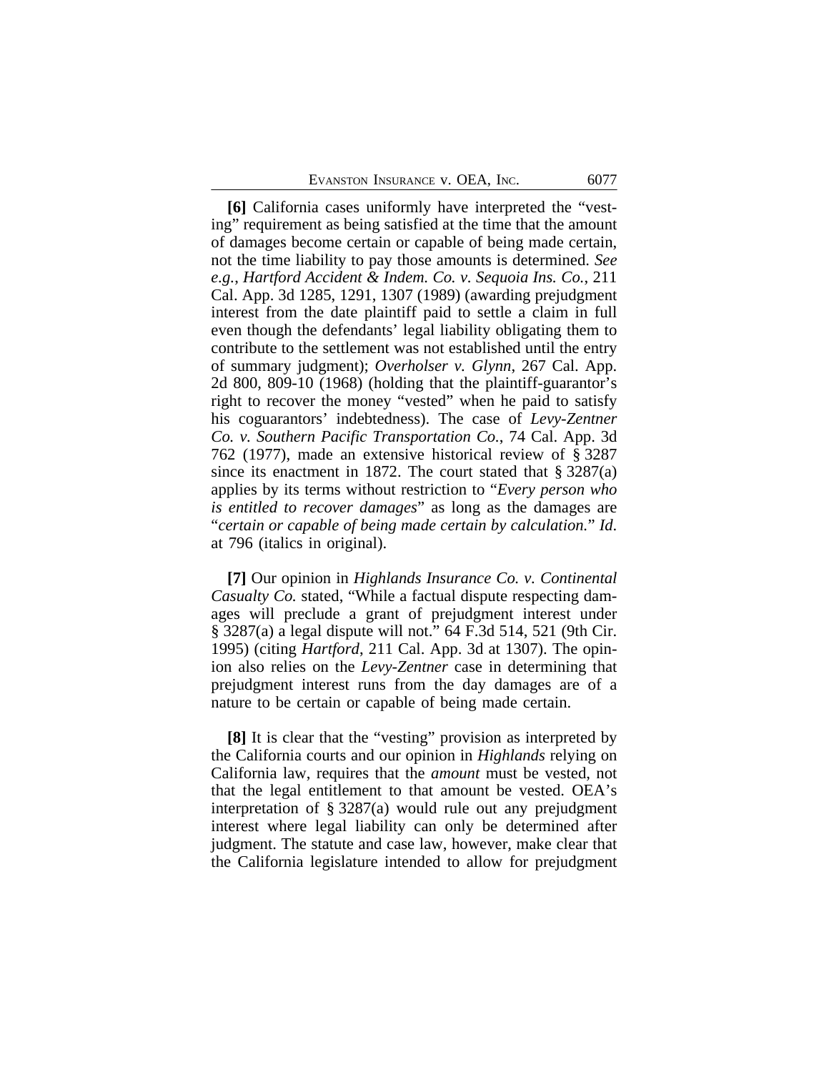**[6]** California cases uniformly have interpreted the "vesting" requirement as being satisfied at the time that the amount of damages become certain or capable of being made certain, not the time liability to pay those amounts is determined. *See e.g.*, *Hartford Accident & Indem. Co. v. Sequoia Ins. Co.*, 211 Cal. App. 3d 1285, 1291, 1307 (1989) (awarding prejudgment interest from the date plaintiff paid to settle a claim in full even though the defendants' legal liability obligating them to contribute to the settlement was not established until the entry of summary judgment); *Overholser v. Glynn*, 267 Cal. App. 2d 800, 809-10 (1968) (holding that the plaintiff-guarantor's right to recover the money "vested" when he paid to satisfy his coguarantors' indebtedness). The case of *Levy-Zentner Co. v. Southern Pacific Transportation Co.*, 74 Cal. App. 3d 762 (1977), made an extensive historical review of § 3287 since its enactment in 1872. The court stated that § 3287(a) applies by its terms without restriction to "*Every person who is entitled to recover damages*" as long as the damages are "*certain or capable of being made certain by calculation.*" *Id.* at 796 (italics in original).

**[7]** Our opinion in *Highlands Insurance Co. v. Continental Casualty Co.* stated, "While a factual dispute respecting damages will preclude a grant of prejudgment interest under § 3287(a) a legal dispute will not." 64 F.3d 514, 521 (9th Cir. 1995) (citing *Hartford*, 211 Cal. App. 3d at 1307). The opinion also relies on the *Levy-Zentner* case in determining that prejudgment interest runs from the day damages are of a nature to be certain or capable of being made certain.

**[8]** It is clear that the "vesting" provision as interpreted by the California courts and our opinion in *Highlands* relying on California law, requires that the *amount* must be vested, not that the legal entitlement to that amount be vested. OEA's interpretation of § 3287(a) would rule out any prejudgment interest where legal liability can only be determined after judgment. The statute and case law, however, make clear that the California legislature intended to allow for prejudgment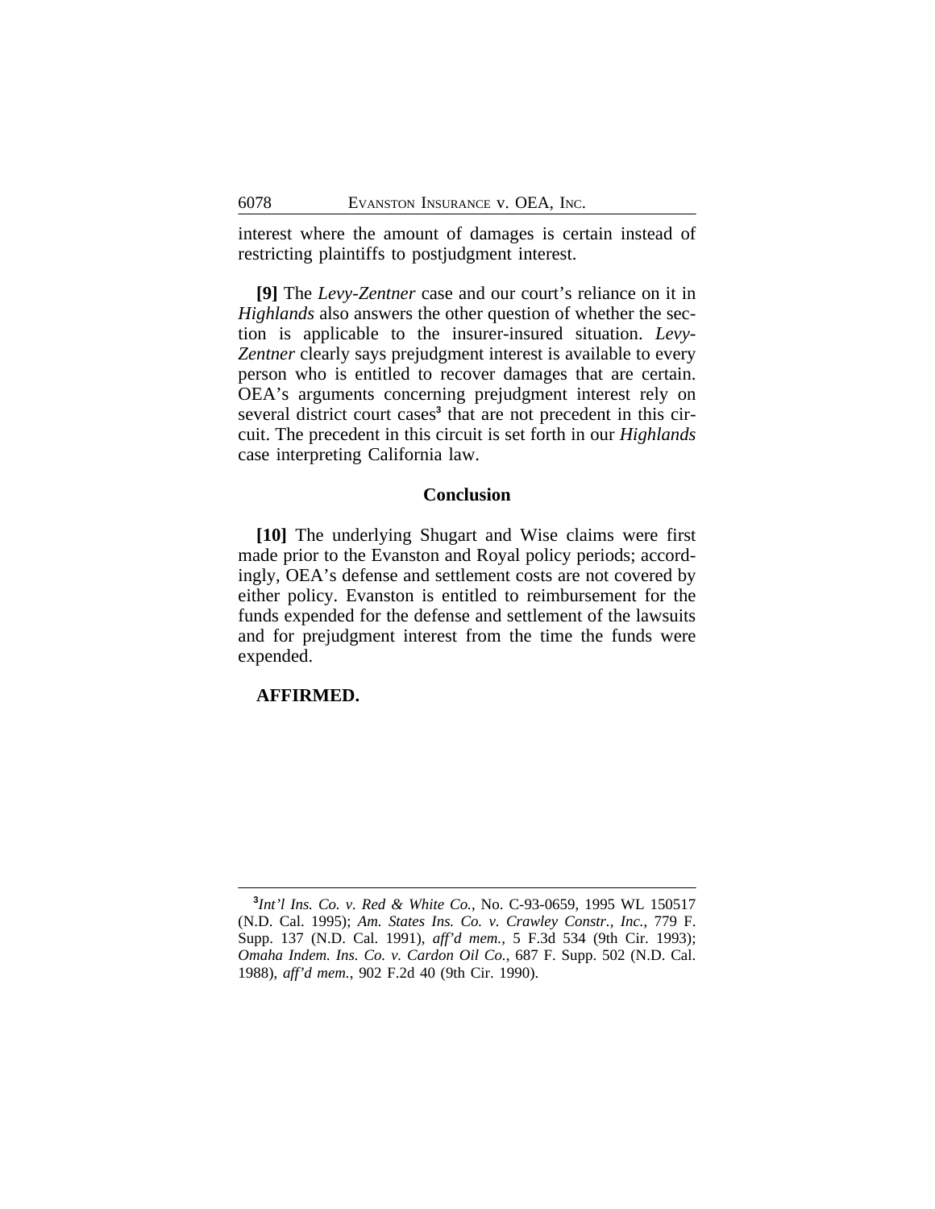interest where the amount of damages is certain instead of restricting plaintiffs to postjudgment interest.

**[9]** The *Levy-Zentner* case and our court's reliance on it in *Highlands* also answers the other question of whether the section is applicable to the insurer-insured situation. *Levy-Zentner* clearly says prejudgment interest is available to every person who is entitled to recover damages that are certain. OEA's arguments concerning prejudgment interest rely on several district court cases[3] that are not precedent in this circuit. The precedent in this circuit is set forth in our *Highlands* case interpreting California law.

## Conclusion

**[10]** The underlying Shugart and Wise claims were first made prior to the Evanston and Royal policy periods; accordingly, OEA's defense and settlement costs are not covered by either policy. Evanston is entitled to reimbursement for the funds expended for the defense and settlement of the lawsuits and for prejudgment interest from the time the funds were expended.

**AFFIRMED.**

---

[3] *Int'l Ins. Co. v. Red & White Co.*, No. C-93-0659, 1995 WL 150517 (N.D. Cal. 1995); *Am. States Ins. Co. v. Crawley Constr., Inc.*, 779 F. Supp. 137 (N.D. Cal. 1991), *aff'd mem.*, 5 F.3d 534 (9th Cir. 1993); *Omaha Indem. Ins. Co. v. Cardon Oil Co.*, 687 F. Supp. 502 (N.D. Cal. 1988), *aff'd mem.*, 902 F.2d 40 (9th Cir. 1990).